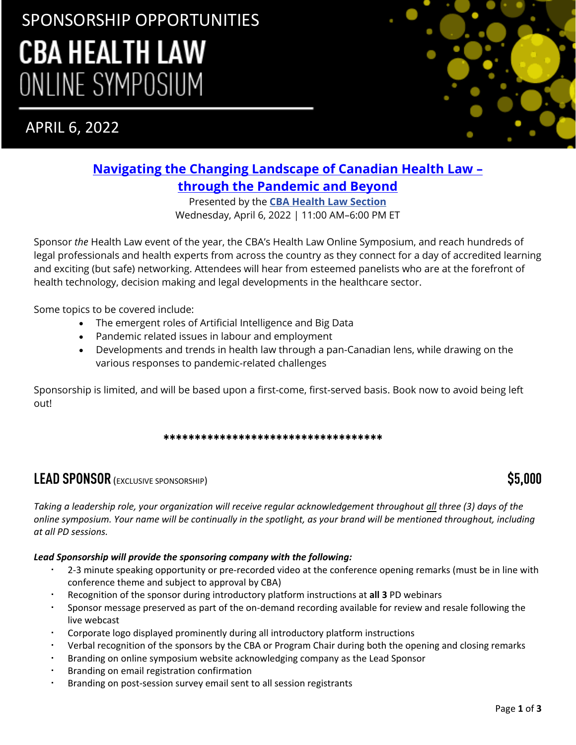SPONSORSHIP OPPORTUNITIES

# CBA HEALTH LAW ONLINE SYMPOSIUM

APRIL 6, 2022

## Navigating the Changing Landscape of Canadian Health Law – through the Pandemic and Beyond

Presented by the **CBA Health Law Section**
Wednesday, April 6, 2022 | 11:00 AM–6:00 PM ET

Sponsor *the* Health Law event of the year, the CBA's Health Law Online Symposium, and reach hundreds of legal professionals and health experts from across the country as they connect for a day of accredited learning and exciting (but safe) networking. Attendees will hear from esteemed panelists who are at the forefront of health technology, decision making and legal developments in the healthcare sector.

Some topics to be covered include:

- The emergent roles of Artificial Intelligence and Big Data
- Pandemic related issues in labour and employment
- Developments and trends in health law through a pan-Canadian lens, while drawing on the various responses to pandemic-related challenges

Sponsorship is limited, and will be based upon a first-come, first-served basis. Book now to avoid being left out!

***********************************

## LEAD SPONSOR (EXCLUSIVE SPONSORSHIP) $5,000

*Taking a leadership role, your organization will receive regular acknowledgement throughout all three (3) days of the online symposium. Your name will be continually in the spotlight, as your brand will be mentioned throughout, including at all PD sessions.*

***Lead Sponsorship will provide the sponsoring company with the following:***

- 2-3 minute speaking opportunity or pre-recorded video at the conference opening remarks (must be in line with conference theme and subject to approval by CBA)
- Recognition of the sponsor during introductory platform instructions at **all 3** PD webinars
- Sponsor message preserved as part of the on-demand recording available for review and resale following the live webcast
- Corporate logo displayed prominently during all introductory platform instructions
- Verbal recognition of the sponsors by the CBA or Program Chair during both the opening and closing remarks
- Branding on online symposium website acknowledging company as the Lead Sponsor
- Branding on email registration confirmation
- Branding on post-session survey email sent to all session registrants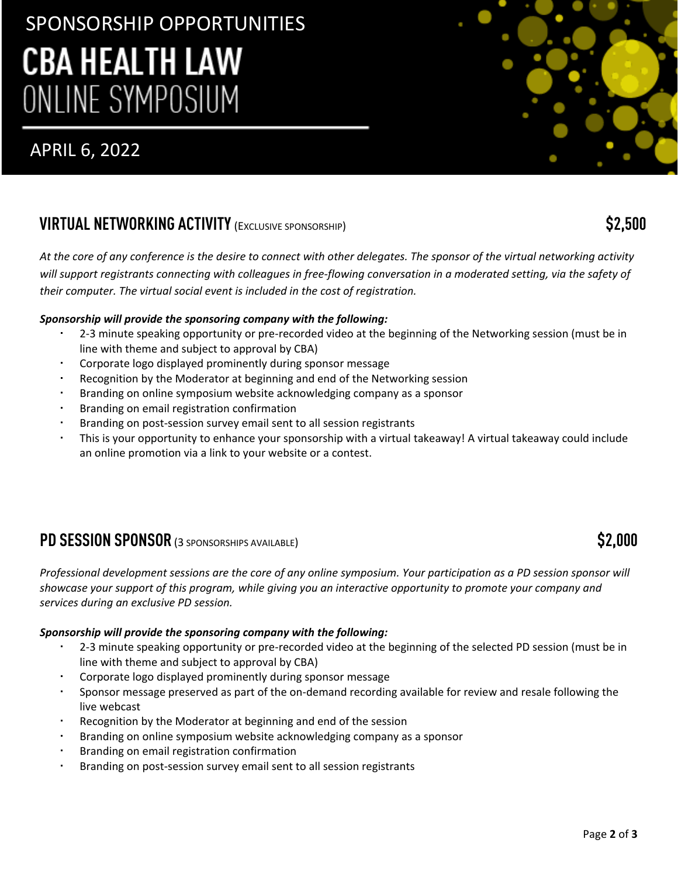SPONSORSHIP OPPORTUNITIES

# CBA HEALTH LAW ONLINE SYMPOSIUM

APRIL 6, 2022

## VIRTUAL NETWORKING ACTIVITY (EXCLUSIVE SPONSORSHIP) $2,500

*At the core of any conference is the desire to connect with other delegates. The sponsor of the virtual networking activity will support registrants connecting with colleagues in free-flowing conversation in a moderated setting, via the safety of their computer. The virtual social event is included in the cost of registration.*

***Sponsorship will provide the sponsoring company with the following:***

- 2-3 minute speaking opportunity or pre-recorded video at the beginning of the Networking session (must be in line with theme and subject to approval by CBA)
- Corporate logo displayed prominently during sponsor message
- Recognition by the Moderator at beginning and end of the Networking session
- Branding on online symposium website acknowledging company as a sponsor
- Branding on email registration confirmation
- Branding on post-session survey email sent to all session registrants
- This is your opportunity to enhance your sponsorship with a virtual takeaway! A virtual takeaway could include an online promotion via a link to your website or a contest.

## PD SESSION SPONSOR (3 SPONSORSHIPS AVAILABLE) $2,000

*Professional development sessions are the core of any online symposium. Your participation as a PD session sponsor will showcase your support of this program, while giving you an interactive opportunity to promote your company and services during an exclusive PD session.*

***Sponsorship will provide the sponsoring company with the following:***

- 2-3 minute speaking opportunity or pre-recorded video at the beginning of the selected PD session (must be in line with theme and subject to approval by CBA)
- Corporate logo displayed prominently during sponsor message
- Sponsor message preserved as part of the on-demand recording available for review and resale following the live webcast
- Recognition by the Moderator at beginning and end of the session
- Branding on online symposium website acknowledging company as a sponsor
- Branding on email registration confirmation
- Branding on post-session survey email sent to all session registrants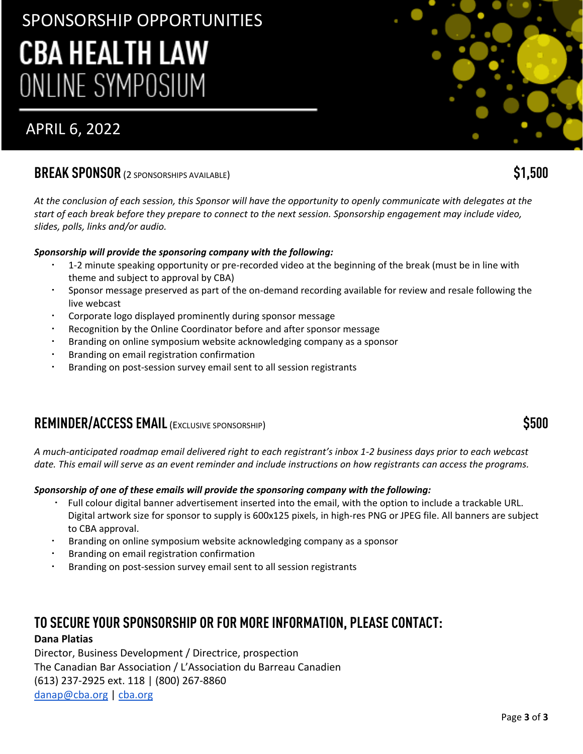SPONSORSHIP OPPORTUNITIES

# CBA HEALTH LAW ONLINE SYMPOSIUM

APRIL 6, 2022

## BREAK SPONSOR (2 SPONSORSHIPS AVAILABLE) $1,500

*At the conclusion of each session, this Sponsor will have the opportunity to openly communicate with delegates at the start of each break before they prepare to connect to the next session. Sponsorship engagement may include video, slides, polls, links and/or audio.*

***Sponsorship will provide the sponsoring company with the following:***

- 1-2 minute speaking opportunity or pre-recorded video at the beginning of the break (must be in line with theme and subject to approval by CBA)
- Sponsor message preserved as part of the on-demand recording available for review and resale following the live webcast
- Corporate logo displayed prominently during sponsor message
- Recognition by the Online Coordinator before and after sponsor message
- Branding on online symposium website acknowledging company as a sponsor
- Branding on email registration confirmation
- Branding on post-session survey email sent to all session registrants

## REMINDER/ACCESS EMAIL (EXCLUSIVE SPONSORSHIP) $500

*A much-anticipated roadmap email delivered right to each registrant's inbox 1-2 business days prior to each webcast date. This email will serve as an event reminder and include instructions on how registrants can access the programs.*

***Sponsorship of one of these emails will provide the sponsoring company with the following:***

- Full colour digital banner advertisement inserted into the email, with the option to include a trackable URL. Digital artwork size for sponsor to supply is 600x125 pixels, in high-res PNG or JPEG file. All banners are subject to CBA approval.
- Branding on online symposium website acknowledging company as a sponsor
- Branding on email registration confirmation
- Branding on post-session survey email sent to all session registrants

## TO SECURE YOUR SPONSORSHIP OR FOR MORE INFORMATION, PLEASE CONTACT:

**Dana Platias**
Director, Business Development / Directrice, prospection
The Canadian Bar Association / L'Association du Barreau Canadien
(613) 237-2925 ext. 118 | (800) 267-8860
danap@cba.org | cba.org